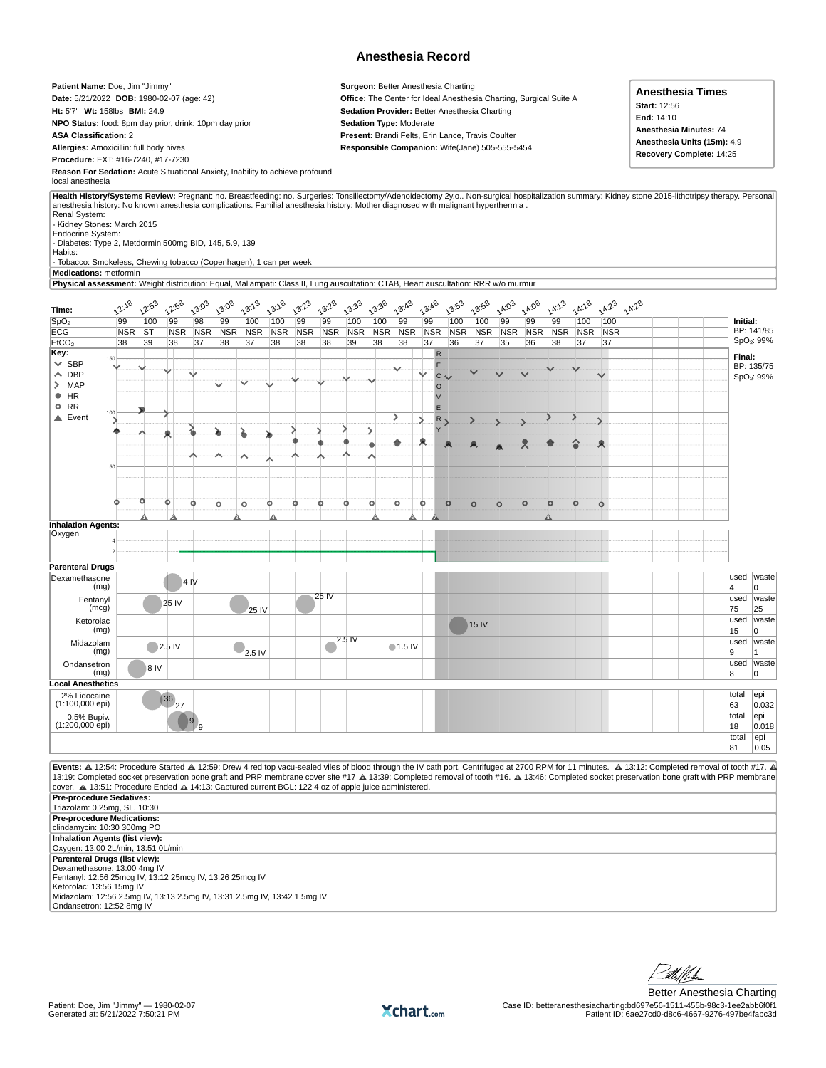# Anesthesia Record

**Patient Name:** Doe, Jim "Jimmy"
**Date:** 5/21/2022 **DOB:** 1980-02-07 (age: 42)
**Ht:** 5'7" **Wt:** 158lbs **BMI:** 24.9
**NPO Status:** food: 8pm day prior, drink: 10pm day prior
**ASA Classification:** 2
**Allergies:** Amoxicillin: full body hives
**Procedure:** EXT: #16-7240, #17-7230
**Reason For Sedation:** Acute Situational Anxiety, Inability to achieve profound local anesthesia

**Surgeon:** Better Anesthesia Charting
**Office:** The Center for Ideal Anesthesia Charting, Surgical Suite A
**Sedation Provider:** Better Anesthesia Charting
**Sedation Type:** Moderate
**Present:** Brandi Felts, Erin Lance, Travis Coulter
**Responsible Companion:** Wife(Jane) 505-555-5454

**Anesthesia Times**
**Start:** 12:56
**End:** 14:10
**Anesthesia Minutes:** 74
**Anesthesia Units (15m):** 4.9
**Recovery Complete:** 14:25

**Health History/Systems Review:** Pregnant: no. Breastfeeding: no. Surgeries: Tonsillectomy/Adenoidectomy 2y.o.. Non-surgical hospitalization summary: Kidney stone 2015-lithotripsy therapy. Personal anesthesia history: No known anesthesia complications. Familial anesthesia history: Mother diagnosed with malignant hyperthermia .
Renal System:
- Kidney Stones: March 2015
Endocrine System:
- Diabetes: Type 2, Metdormin 500mg BID, 145, 5.9, 139
Habits:
- Tobacco: Smokeless, Chewing tobacco (Copenhagen), 1 can per week

**Medications:** metformin

**Physical assessment:** Weight distribution: Equal, Mallampati: Class II, Lung auscultation: CTAB, Heart auscultation: RRR w/o murmur

| Time | 12:48 | 12:53 | 12:58 | 13:03 | 13:08 | 13:13 | 13:18 | 13:23 | 13:28 | 13:33 | 13:38 | 13:43 | 13:48 | 13:53 | 13:58 | 14:03 | 14:08 | 14:13 | 14:18 | 14:23 | 14:28 |
|---|---|---|---|---|---|---|---|---|---|---|---|---|---|---|---|---|---|---|---|---|---|
| $SpO_2$ | 99 | 100 | 99 | 98 | 99 | 100 | 100 | 99 | 99 | 100 | 100 | 99 | 99 | 100 | 100 | 99 | 99 | 99 | 100 | 100 | |
| ECG | NSR | ST | NSR | NSR | NSR | NSR | NSR | NSR | NSR | NSR | NSR | NSR | NSR | NSR | NSR | NSR | NSR | NSR | NSR | NSR | |
| $EtCO_2$ | 38 | 39 | 38 | 37 | 38 | 37 | 38 | 38 | 38 | 39 | 38 | 38 | 37 | 36 | 37 | 35 | 36 | 38 | 37 | 37 | |

Key: SBP, DBP, MAP, HR, RR, Event

**Initial:** BP: 141/85, $SpO_2$: 99%
**Final:** BP: 135/75, $SpO_2$: 99%

**Inhalation Agents:** Oxygen

**Parenteral Drugs**

| Drug | Doses | used | waste |
|---|---|---|---|
| Dexamethasone (mg) | 4 IV | 4 | 0 |
| Fentanyl (mcg) | 25 IV, 25 IV, 25 IV | 75 | 25 |
| Ketorolac (mg) | 15 IV | 15 | 0 |
| Midazolam (mg) | 2.5 IV, 2.5 IV, 2.5 IV, 1.5 IV | 9 | 1 |
| Ondansetron (mg) | 8 IV | 8 | 0 |

**Local Anesthetics**

| Agent | Doses | total | epi |
|---|---|---|---|
| 2% Lidocaine (1:100,000 epi) | 36, 27 | 63 | 0.032 |
| 0.5% Bupiv. (1:200,000 epi) | 9, 9 | 18 | 0.018 |
| | | 81 | 0.05 |

**Events:** ▲ 12:54: Procedure Started ▲ 12:59: Drew 4 red top vacu-sealed viles of blood through the IV cath port. Centrifuged at 2700 RPM for 11 minutes. ▲ 13:12: Completed removal of tooth #17. ▲ 13:19: Completed socket preservation bone graft and PRP membrane cover site #17 ▲ 13:39: Completed removal of tooth #16. ▲ 13:46: Completed socket preservation bone graft with PRP membrane cover. ▲ 13:51: Procedure Ended ▲ 14:13: Captured current BGL: 122 4 oz of apple juice administered.

**Pre-procedure Sedatives:**
Triazolam: 0.25mg, SL, 10:30

**Pre-procedure Medications:**
clindamycin: 10:30 300mg PO

**Inhalation Agents (list view):**
Oxygen: 13:00 2L/min, 13:51 0L/min

**Parenteral Drugs (list view):**
Dexamethasone: 13:00 4mg IV
Fentanyl: 12:56 25mcg IV, 13:12 25mcg IV, 13:26 25mcg IV
Ketorolac: 13:56 15mg IV
Midazolam: 12:56 2.5mg IV, 13:13 2.5mg IV, 13:31 2.5mg IV, 13:42 1.5mg IV
Ondansetron: 12:52 8mg IV

Better Anesthesia Charting

Patient: Doe, Jim "Jimmy" — 1980-02-07
Generated at: 5/21/2022 7:50:21 PM

Case ID: betteranesthesiacharting:bd697e56-1511-455b-98c3-1ee2abb6f0f1
Patient ID: 6ae27cd0-d8c6-4667-9276-497be4fabc3d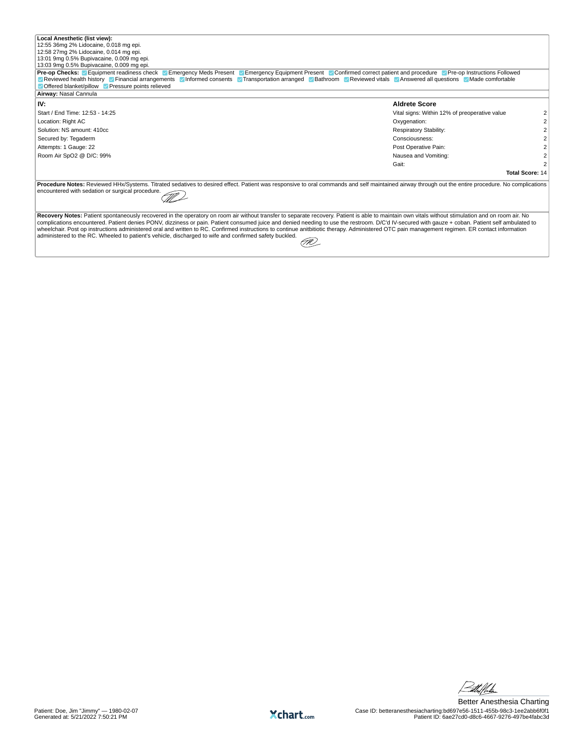**Local Anesthetic (list view):**

12:55 36mg 2% Lidocaine, 0.018 mg epi.
12:58 27mg 2% Lidocaine, 0.014 mg epi.
13:01 9mg 0.5% Bupivacaine, 0.009 mg epi.
13:03 9mg 0.5% Bupivacaine, 0.009 mg epi.

**Pre-op Checks:** ☑ Equipment readiness check ☑ Emergency Meds Present ☑ Emergency Equipment Present ☑ Confirmed correct patient and procedure ☑ Pre-op Instructions Followed ☑ Reviewed health history ☑ Financial arrangements ☑ Informed consents ☑ Transportation arranged ☑ Bathroom ☑ Reviewed vitals ☑ Answered all questions ☑ Made comfortable ☑ Offered blanket/pillow ☑ Pressure points relieved

**Airway:** Nasal Cannula

| IV: | | Aldrete Score | |
|---|---|---|---|
| Start / End Time: 12:53 - 14:25 | | Vital signs: Within 12% of preoperative value | 2 |
| Location: Right AC | | Oxygenation: | 2 |
| Solution: NS amount: 410cc | | Respiratory Stability: | 2 |
| Secured by: Tegaderm | | Consciousness: | 2 |
| Attempts: 1 Gauge: 22 | | Post Operative Pain: | 2 |
| Room Air SpO2 @ D/C: 99% | | Nausea and Vomiting: | 2 |
| | | Gait: | 2 |
| | | **Total Score:** | 14 |

**Procedure Notes:** Reviewed HHx/Systems. Titrated sedatives to desired effect. Patient was responsive to oral commands and self maintained airway through out the entire procedure. No complications encountered with sedation or surgical procedure.

**Recovery Notes:** Patient spontaneously recovered in the operatory on room air without transfer to separate recovery. Patient is able to maintain own vitals without stimulation and on room air. No complications encountered. Patient denies PONV, dizziness or pain. Patient consumed juice and denied needing to use the restroom. D/C'd IV-secured with gauze + coban. Patient self ambulated to wheelchair. Post op instructions administered oral and written to RC. Confirmed instructions to continue anitbitiotic therapy. Administered OTC pain management regimen. ER contact information administered to the RC. Wheeled to patient's vehicle, discharged to wife and confirmed safety buckled.

Better Anesthesia Charting

Patient: Doe, Jim "Jimmy" — 1980-02-07
Generated at: 5/21/2022 7:50:21 PM

Case ID: betteranesthesiacharting:bd697e56-1511-455b-98c3-1ee2abb6f0f1
Patient ID: 6ae27cd0-d8c6-4667-9276-497be4fabc3d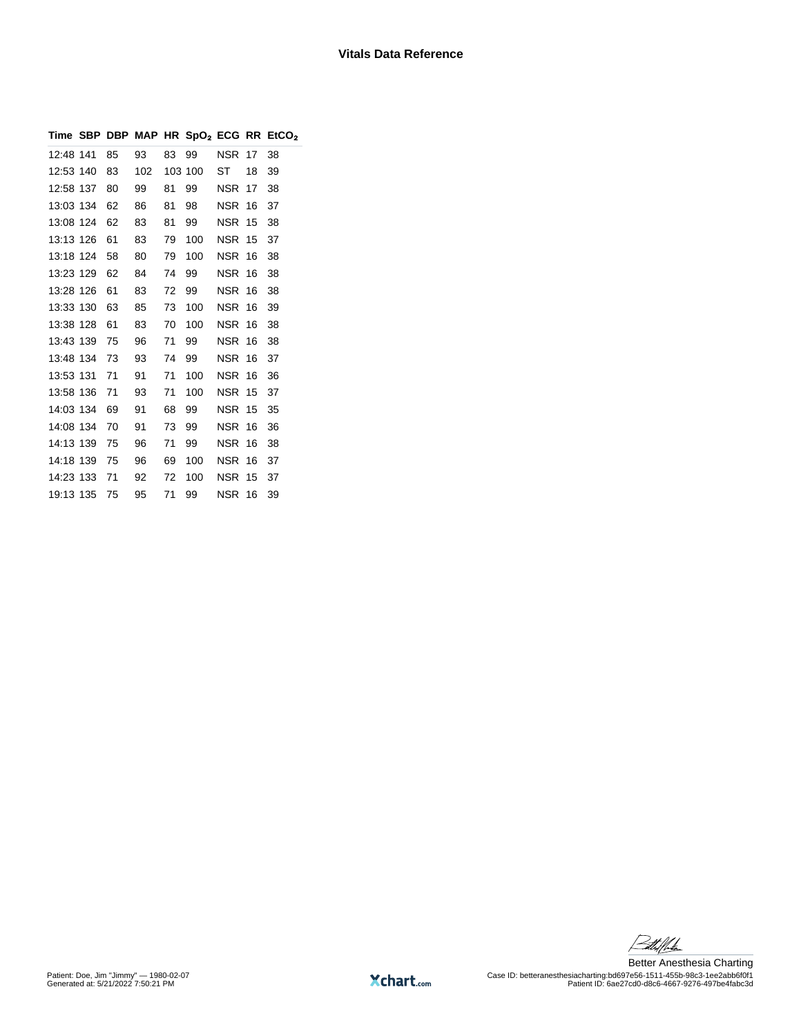### Vitals Data Reference

| Time | SBP | DBP | MAP | HR | $SpO_2$ | ECG | RR | $EtCO_2$ |
|---|---|---|---|---|---|---|---|---|
| 12:48 | 141 | 85 | 93 | 83 | 99 | NSR | 17 | 38 |
| 12:53 | 140 | 83 | 102 | 103 | 100 | ST | 18 | 39 |
| 12:58 | 137 | 80 | 99 | 81 | 99 | NSR | 17 | 38 |
| 13:03 | 134 | 62 | 86 | 81 | 98 | NSR | 16 | 37 |
| 13:08 | 124 | 62 | 83 | 81 | 99 | NSR | 15 | 38 |
| 13:13 | 126 | 61 | 83 | 79 | 100 | NSR | 15 | 37 |
| 13:18 | 124 | 58 | 80 | 79 | 100 | NSR | 16 | 38 |
| 13:23 | 129 | 62 | 84 | 74 | 99 | NSR | 16 | 38 |
| 13:28 | 126 | 61 | 83 | 72 | 99 | NSR | 16 | 38 |
| 13:33 | 130 | 63 | 85 | 73 | 100 | NSR | 16 | 39 |
| 13:38 | 128 | 61 | 83 | 70 | 100 | NSR | 16 | 38 |
| 13:43 | 139 | 75 | 96 | 71 | 99 | NSR | 16 | 38 |
| 13:48 | 134 | 73 | 93 | 74 | 99 | NSR | 16 | 37 |
| 13:53 | 131 | 71 | 91 | 71 | 100 | NSR | 16 | 36 |
| 13:58 | 136 | 71 | 93 | 71 | 100 | NSR | 15 | 37 |
| 14:03 | 134 | 69 | 91 | 68 | 99 | NSR | 15 | 35 |
| 14:08 | 134 | 70 | 91 | 73 | 99 | NSR | 16 | 36 |
| 14:13 | 139 | 75 | 96 | 71 | 99 | NSR | 16 | 38 |
| 14:18 | 139 | 75 | 96 | 69 | 100 | NSR | 16 | 37 |
| 14:23 | 133 | 71 | 92 | 72 | 100 | NSR | 15 | 37 |
| 19:13 | 135 | 75 | 95 | 71 | 99 | NSR | 16 | 39 |

Patient: Doe, Jim "Jimmy" — 1980-02-07
Generated at: 5/21/2022 7:50:21 PM

Better Anesthesia Charting
Case ID: betteranesthesiacharting:bd697e56-1511-455b-98c3-1ee2abb6f0f1
Patient ID: 6ae27cd0-d8c6-4667-9276-497be4fabc3d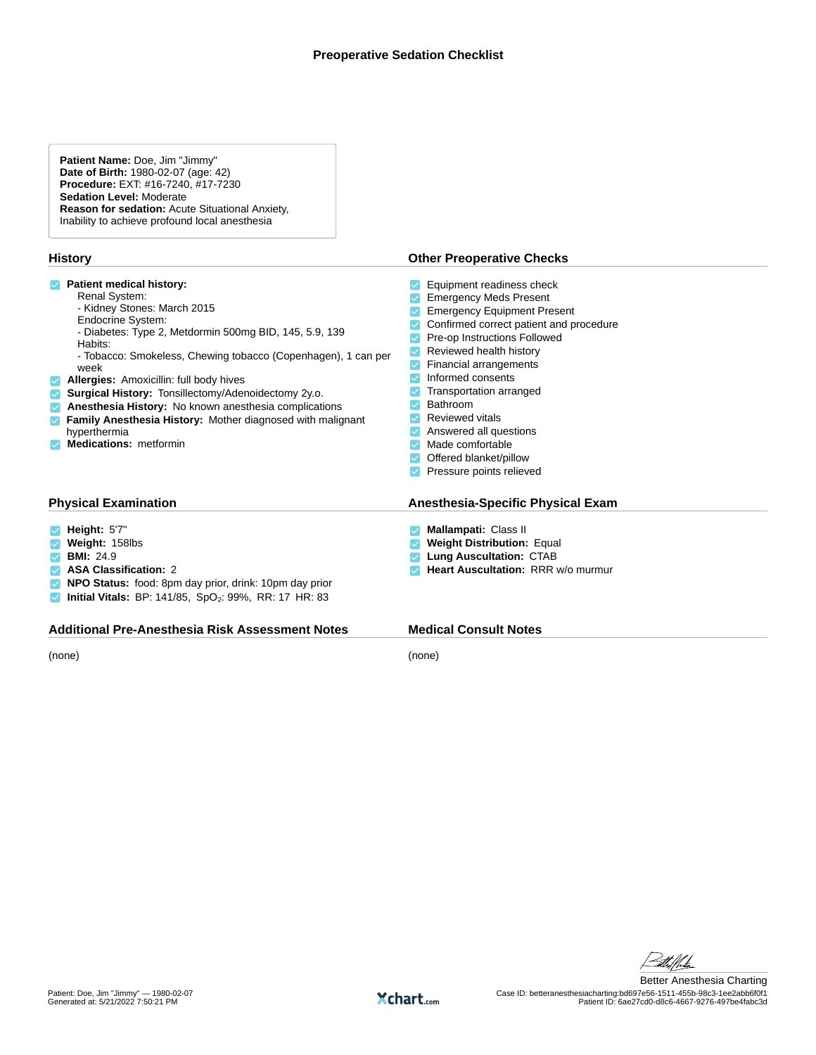# Preoperative Sedation Checklist

**Patient Name:** Doe, Jim "Jimmy"
**Date of Birth:** 1980-02-07 (age: 42)
**Procedure:** EXT: #16-7240, #17-7230
**Sedation Level:** Moderate
**Reason for sedation:** Acute Situational Anxiety, Inability to achieve profound local anesthesia

## History

- **Patient medical history:**
  Renal System:
  - Kidney Stones: March 2015

  Endocrine System:
  - Diabetes: Type 2, Metdormin 500mg BID, 145, 5.9, 139

  Habits:
  - Tobacco: Smokeless, Chewing tobacco (Copenhagen), 1 can per week
- **Allergies:** Amoxicillin: full body hives
- **Surgical History:** Tonsillectomy/Adenoidectomy 2y.o.
- **Anesthesia History:** No known anesthesia complications
- **Family Anesthesia History:** Mother diagnosed with malignant hyperthermia
- **Medications:** metformin

## Other Preoperative Checks

- Equipment readiness check
- Emergency Meds Present
- Emergency Equipment Present
- Confirmed correct patient and procedure
- Pre-op Instructions Followed
- Reviewed health history
- Financial arrangements
- Informed consents
- Transportation arranged
- Bathroom
- Reviewed vitals
- Answered all questions
- Made comfortable
- Offered blanket/pillow
- Pressure points relieved

## Physical Examination

- **Height:** 5'7"
- **Weight:** 158lbs
- **BMI:** 24.9
- **ASA Classification:** 2
- **NPO Status:** food: 8pm day prior, drink: 10pm day prior
- **Initial Vitals:** BP: 141/85, $SpO_2$: 99%, RR: 17 HR: 83

## Anesthesia-Specific Physical Exam

- **Mallampati:** Class II
- **Weight Distribution:** Equal
- **Lung Auscultation:** CTAB
- **Heart Auscultation:** RRR w/o murmur

## Additional Pre-Anesthesia Risk Assessment Notes

(none)

## Medical Consult Notes

(none)

Better Anesthesia Charting